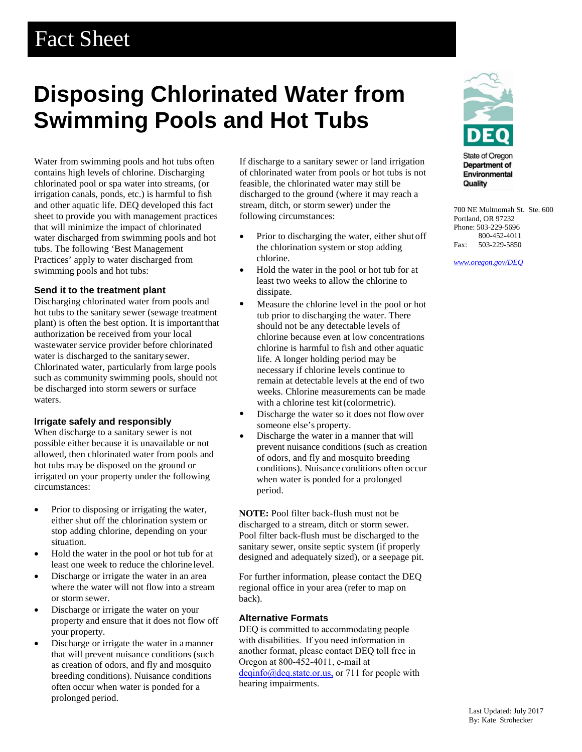# Fact Sheet

# Disposing Chlorinated Water from Swimming Pools and Hot Tubs

State of Oregon Department of Environmental Quality

700 NE Multnomah St. Ste. 600
Portland, OR 97232
Phone: 503-229-5696
800-452-4011
Fax: 503-229-5850

www.oregon.gov/DEQ

Water from swimming pools and hot tubs often contains high levels of chlorine. Discharging chlorinated pool or spa water into streams, (or irrigation canals, ponds, etc.) is harmful to fish and other aquatic life. DEQ developed this fact sheet to provide you with management practices that will minimize the impact of chlorinated water discharged from swimming pools and hot tubs. The following 'Best Management Practices' apply to water discharged from swimming pools and hot tubs:

### Send it to the treatment plant

Discharging chlorinated water from pools and hot tubs to the sanitary sewer (sewage treatment plant) is often the best option. It is important that authorization be received from your local wastewater service provider before chlorinated water is discharged to the sanitary sewer. Chlorinated water, particularly from large pools such as community swimming pools, should not be discharged into storm sewers or surface waters.

### Irrigate safely and responsibly

When discharge to a sanitary sewer is not possible either because it is unavailable or not allowed, then chlorinated water from pools and hot tubs may be disposed on the ground or irrigated on your property under the following circumstances:

- Prior to disposing or irrigating the water, either shut off the chlorination system or stop adding chlorine, depending on your situation.
- Hold the water in the pool or hot tub for at least one week to reduce the chlorine level.
- Discharge or irrigate the water in an area where the water will not flow into a stream or storm sewer.
- Discharge or irrigate the water on your property and ensure that it does not flow off your property.
- Discharge or irrigate the water in a manner that will prevent nuisance conditions (such as creation of odors, and fly and mosquito breeding conditions). Nuisance conditions often occur when water is ponded for a prolonged period.

If discharge to a sanitary sewer or land irrigation of chlorinated water from pools or hot tubs is not feasible, the chlorinated water may still be discharged to the ground (where it may reach a stream, ditch, or storm sewer) under the following circumstances:

- Prior to discharging the water, either shut off the chlorination system or stop adding chlorine.
- Hold the water in the pool or hot tub for at least two weeks to allow the chlorine to dissipate.
- Measure the chlorine level in the pool or hot tub prior to discharging the water. There should not be any detectable levels of chlorine because even at low concentrations chlorine is harmful to fish and other aquatic life. A longer holding period may be necessary if chlorine levels continue to remain at detectable levels at the end of two weeks. Chlorine measurements can be made with a chlorine test kit (colormetric).
- Discharge the water so it does not flow over someone else's property.
- Discharge the water in a manner that will prevent nuisance conditions (such as creation of odors, and fly and mosquito breeding conditions). Nuisance conditions often occur when water is ponded for a prolonged period.

**NOTE:** Pool filter back-flush must not be discharged to a stream, ditch or storm sewer. Pool filter back-flush must be discharged to the sanitary sewer, onsite septic system (if properly designed and adequately sized), or a seepage pit.

For further information, please contact the DEQ regional office in your area (refer to map on back).

### Alternative Formats

DEQ is committed to accommodating people with disabilities. If you need information in another format, please contact DEQ toll free in Oregon at 800-452-4011, e-mail at deqinfo@deq.state.or.us, or 711 for people with hearing impairments.

Last Updated: July 2017
By: Kate Strohecker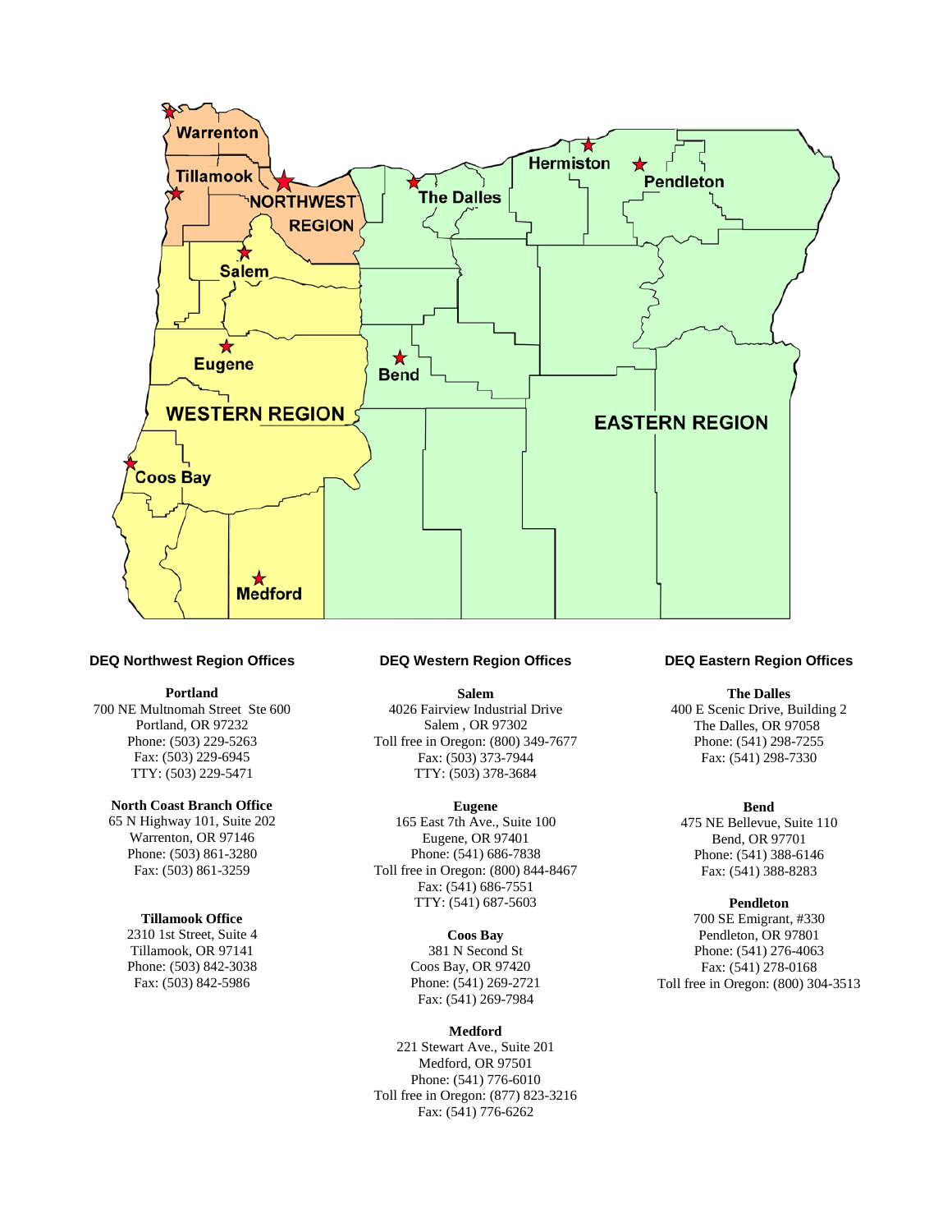Warrenton

Tillamook

NORTHWEST REGION

Salem

Eugene

WESTERN REGION

Coos Bay

Medford

The Dalles

Hermiston

Pendleton

Bend

EASTERN REGION

### DEQ Northwest Region Offices

**Portland**
700 NE Multnomah Street Ste 600
Portland, OR 97232
Phone: (503) 229-5263
Fax: (503) 229-6945
TTY: (503) 229-5471

**North Coast Branch Office**
65 N Highway 101, Suite 202
Warrenton, OR 97146
Phone: (503) 861-3280
Fax: (503) 861-3259

**Tillamook Office**
2310 1st Street, Suite 4
Tillamook, OR 97141
Phone: (503) 842-3038
Fax: (503) 842-5986

### DEQ Western Region Offices

**Salem**
4026 Fairview Industrial Drive
Salem , OR 97302
Toll free in Oregon: (800) 349-7677
Fax: (503) 373-7944
TTY: (503) 378-3684

**Eugene**
165 East 7th Ave., Suite 100
Eugene, OR 97401
Phone: (541) 686-7838
Toll free in Oregon: (800) 844-8467
Fax: (541) 686-7551
TTY: (541) 687-5603

**Coos Bay**
381 N Second St
Coos Bay, OR 97420
Phone: (541) 269-2721
Fax: (541) 269-7984

**Medford**
221 Stewart Ave., Suite 201
Medford, OR 97501
Phone: (541) 776-6010
Toll free in Oregon: (877) 823-3216
Fax: (541) 776-6262

### DEQ Eastern Region Offices

**The Dalles**
400 E Scenic Drive, Building 2
The Dalles, OR 97058
Phone: (541) 298-7255
Fax: (541) 298-7330

**Bend**
475 NE Bellevue, Suite 110
Bend, OR 97701
Phone: (541) 388-6146
Fax: (541) 388-8283

**Pendleton**
700 SE Emigrant, #330
Pendleton, OR 97801
Phone: (541) 276-4063
Fax: (541) 278-0168
Toll free in Oregon: (800) 304-3513